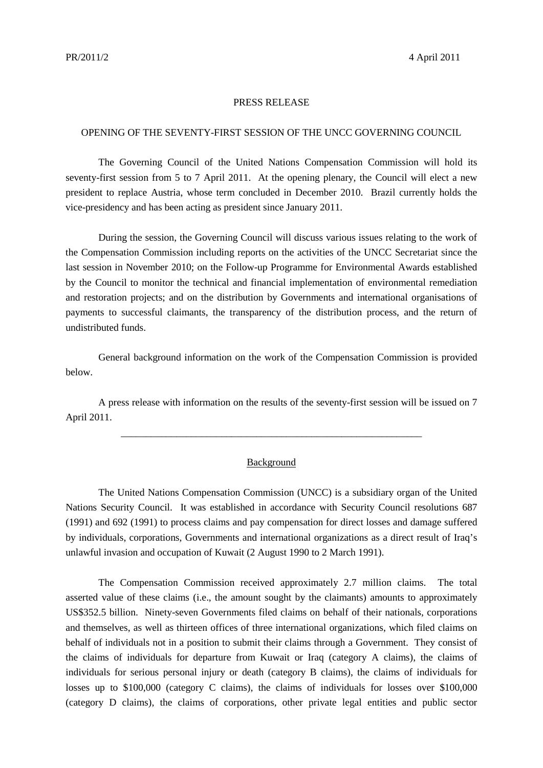PR/2011/2 4 April 2011

PRESS RELEASE

OPENING OF THE SEVENTY-FIRST SESSION OF THE UNCC GOVERNING COUNCIL

The Governing Council of the United Nations Compensation Commission will hold its seventy-first session from 5 to 7 April 2011. At the opening plenary, the Council will elect a new president to replace Austria, whose term concluded in December 2010. Brazil currently holds the vice-presidency and has been acting as president since January 2011.

During the session, the Governing Council will discuss various issues relating to the work of the Compensation Commission including reports on the activities of the UNCC Secretariat since the last session in November 2010; on the Follow-up Programme for Environmental Awards established by the Council to monitor the technical and financial implementation of environmental remediation and restoration projects; and on the distribution by Governments and international organisations of payments to successful claimants, the transparency of the distribution process, and the return of undistributed funds.

General background information on the work of the Compensation Commission is provided below.

A press release with information on the results of the seventy-first session will be issued on 7 April 2011.

---

Background

The United Nations Compensation Commission (UNCC) is a subsidiary organ of the United Nations Security Council. It was established in accordance with Security Council resolutions 687 (1991) and 692 (1991) to process claims and pay compensation for direct losses and damage suffered by individuals, corporations, Governments and international organizations as a direct result of Iraq's unlawful invasion and occupation of Kuwait (2 August 1990 to 2 March 1991).

The Compensation Commission received approximately 2.7 million claims. The total asserted value of these claims (i.e., the amount sought by the claimants) amounts to approximately US$352.5 billion. Ninety-seven Governments filed claims on behalf of their nationals, corporations and themselves, as well as thirteen offices of three international organizations, which filed claims on behalf of individuals not in a position to submit their claims through a Government. They consist of the claims of individuals for departure from Kuwait or Iraq (category A claims), the claims of individuals for serious personal injury or death (category B claims), the claims of individuals for losses up to $100,000 (category C claims), the claims of individuals for losses over $100,000 (category D claims), the claims of corporations, other private legal entities and public sector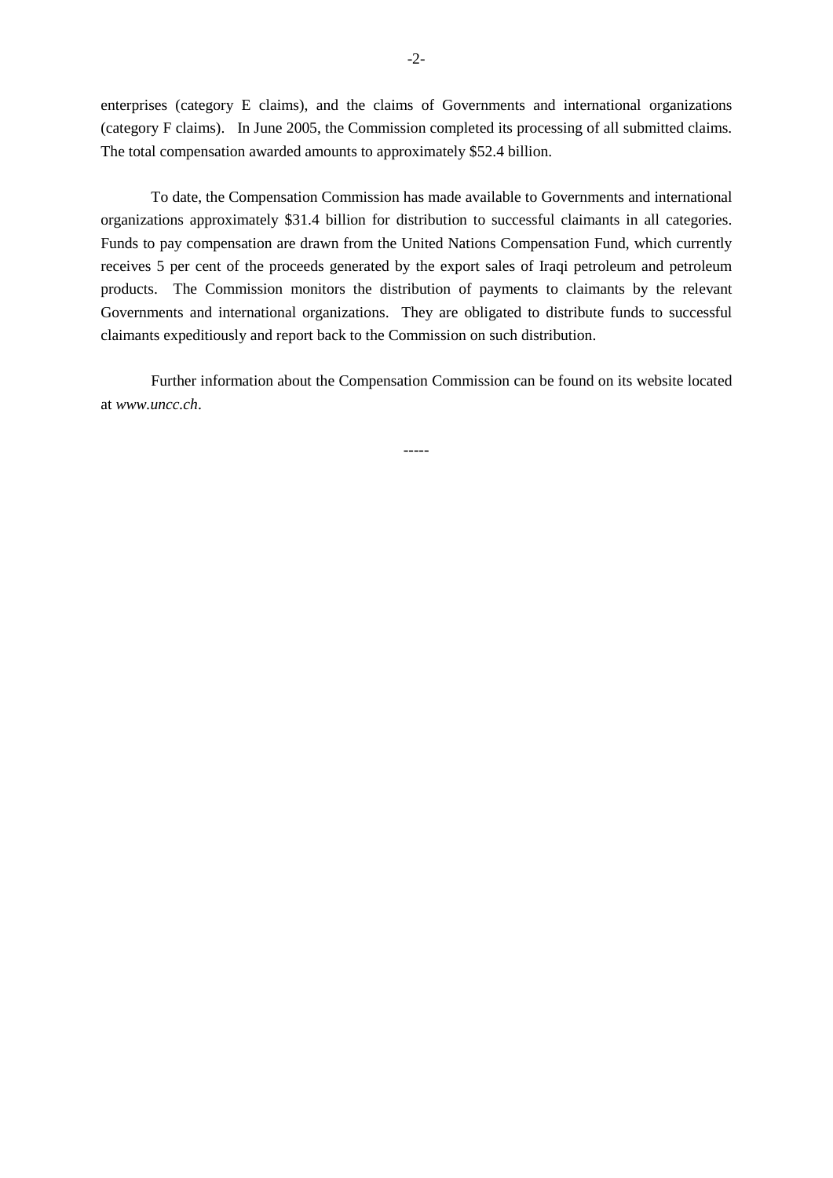enterprises (category E claims), and the claims of Governments and international organizations (category F claims). In June 2005, the Commission completed its processing of all submitted claims. The total compensation awarded amounts to approximately $52.4 billion.

To date, the Compensation Commission has made available to Governments and international organizations approximately $31.4 billion for distribution to successful claimants in all categories. Funds to pay compensation are drawn from the United Nations Compensation Fund, which currently receives 5 per cent of the proceeds generated by the export sales of Iraqi petroleum and petroleum products. The Commission monitors the distribution of payments to claimants by the relevant Governments and international organizations. They are obligated to distribute funds to successful claimants expeditiously and report back to the Commission on such distribution.

Further information about the Compensation Commission can be found on its website located at *www.uncc.ch*.

-----